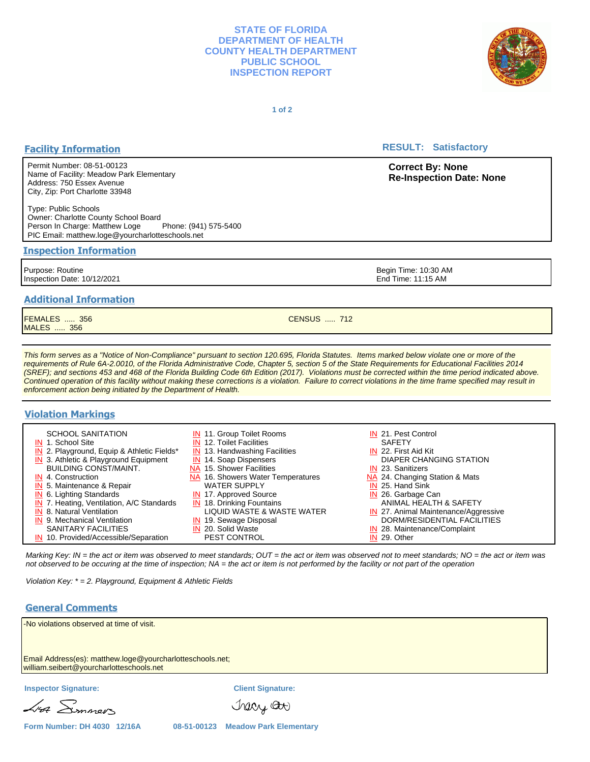# STATE OF FLORIDA
# DEPARTMENT OF HEALTH
# COUNTY HEALTH DEPARTMENT
# PUBLIC SCHOOL
# INSPECTION REPORT

## Facility Information

**RESULT: Satisfactory**

Permit Number: 08-51-00123
Name of Facility: Meadow Park Elementary
Address: 750 Essex Avenue
City, Zip: Port Charlotte 33948

Type: Public Schools
Owner: Charlotte County School Board
Person In Charge: Matthew Loge  Phone: (941) 575-5400
PIC Email: matthew.loge@yourcharlotteschools.net

**Correct By: None**
**Re-Inspection Date: None**

## Inspection Information

Purpose: Routine
Inspection Date: 10/12/2021

Begin Time: 10:30 AM
End Time: 11:15 AM

## Additional Information

FEMALES ..... 356
MALES ..... 356

CENSUS ..... 712

*This form serves as a "Notice of Non-Compliance" pursuant to section 120.695, Florida Statutes. Items marked below violate one or more of the requirements of Rule 6A-2.0010, of the Florida Administrative Code, Chapter 5, section 5 of the State Requirements for Educational Facilities 2014 (SREF); and sections 453 and 468 of the Florida Building Code 6th Edition (2017). Violations must be corrected within the time period indicated above. Continued operation of this facility without making these corrections is a violation. Failure to correct violations in the time frame specified may result in enforcement action being initiated by the Department of Health.*

## Violation Markings

SCHOOL SANITATION
- IN 1. School Site
- IN 2. Playground, Equip & Athletic Fields*
- IN 3. Athletic & Playground Equipment

BUILDING CONST/MAINT.
- IN 4. Construction
- IN 5. Maintenance & Repair
- IN 6. Lighting Standards
- IN 7. Heating, Ventilation, A/C Standards
- IN 8. Natural Ventilation
- IN 9. Mechanical Ventilation

SANITARY FACILITIES
- IN 10. Provided/Accessible/Separation
- IN 11. Group Toilet Rooms
- IN 12. Toilet Facilities
- IN 13. Handwashing Facilities
- IN 14. Soap Dispensers
- NA 15. Shower Facilities
- NA 16. Showers Water Temperatures

WATER SUPPLY
- IN 17. Approved Source
- IN 18. Drinking Fountains

LIQUID WASTE & WASTE WATER
- IN 19. Sewage Disposal
- IN 20. Solid Waste

PEST CONTROL
- IN 21. Pest Control

SAFETY
- IN 22. First Aid Kit

DIAPER CHANGING STATION
- IN 23. Sanitizers
- NA 24. Changing Station & Mats
- IN 25. Hand Sink
- IN 26. Garbage Can

ANIMAL HEALTH & SAFETY
- IN 27. Animal Maintenance/Aggressive

DORM/RESIDENTIAL FACILITIES
- IN 28. Maintenance/Complaint
- IN 29. Other

*Marking Key: IN = the act or item was observed to meet standards; OUT = the act or item was observed not to meet standards; NO = the act or item was not observed to be occuring at the time of inspection; NA = the act or item is not performed by the facility or not part of the operation*

*Violation Key: * = 2. Playground, Equipment & Athletic Fields*

## General Comments

-No violations observed at time of visit.

Email Address(es): matthew.loge@yourcharlotteschools.net; william.seibert@yourcharlotteschools.net

**Inspector Signature:** Lisa Summers

**Client Signature:** Tracy Ott

**Form Number: DH 4030 12/16A** 08-51-00123 Meadow Park Elementary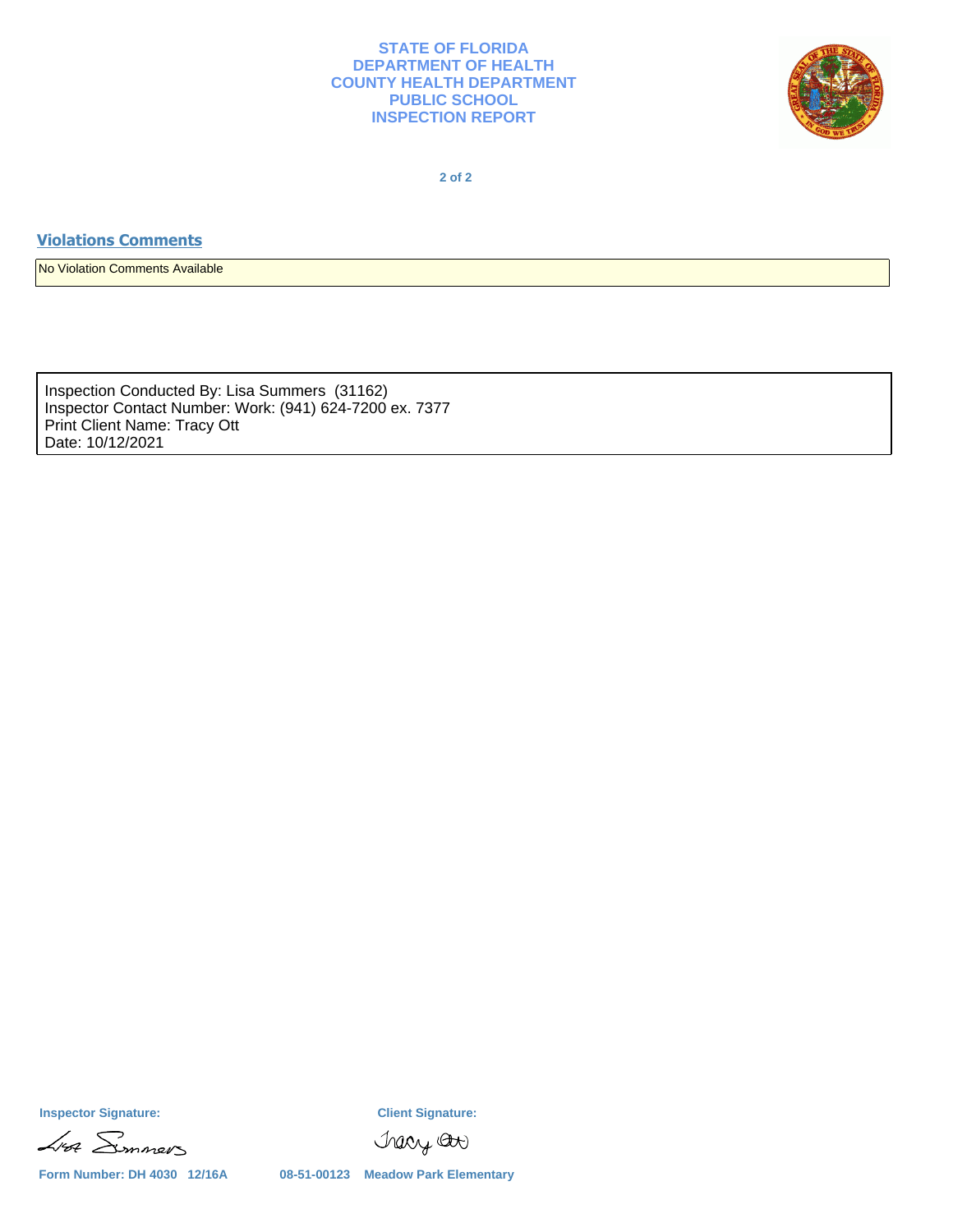**STATE OF FLORIDA**
**DEPARTMENT OF HEALTH**
**COUNTY HEALTH DEPARTMENT**
**PUBLIC SCHOOL**
**INSPECTION REPORT**

## Violations Comments

No Violation Comments Available

Inspection Conducted By: Lisa Summers (31162)
Inspector Contact Number: Work: (941) 624-7200 ex. 7377
Print Client Name: Tracy Ott
Date: 10/12/2021

**Inspector Signature:**

Lisa Summers

**Client Signature:**

Tracy Ott

**Form Number: DH 4030 12/16A** **08-51-00123 Meadow Park Elementary**